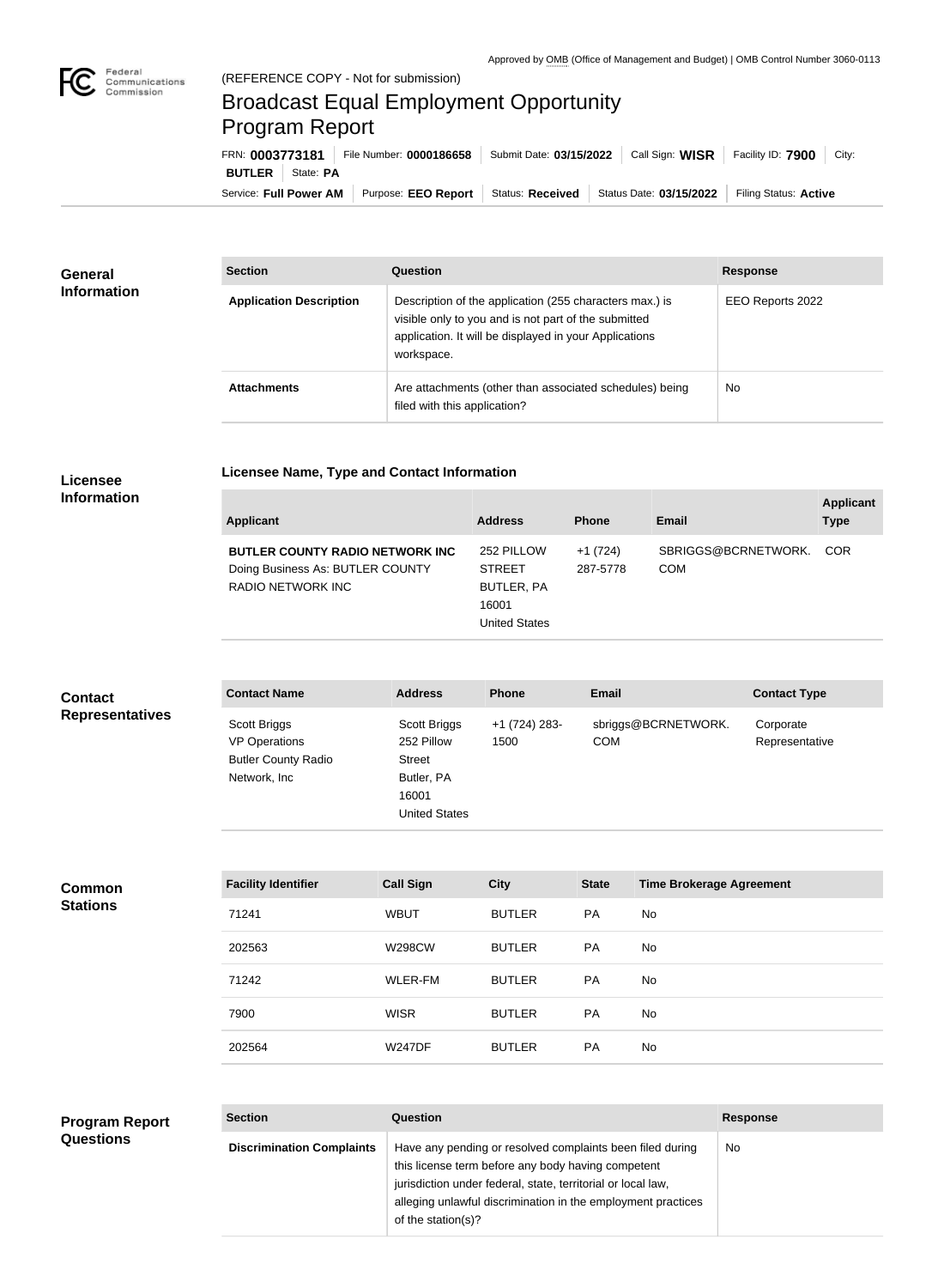Approved by OMB (Office of Management and Budget) | OMB Control Number 3060-0113

(REFERENCE COPY - Not for submission)

# Broadcast Equal Employment Opportunity Program Report

FRN: **0003773181** | File Number: **0000186658** | Submit Date: **03/15/2022** | Call Sign: **WISR** | Facility ID: **7900** | City: **BUTLER** | State: **PA**

Service: **Full Power AM** | Purpose: **EEO Report** | Status: **Received** | Status Date: **03/15/2022** | Filing Status: **Active**

## General Information

| Section | Question | Response |
| --- | --- | --- |
| **Application Description** | Description of the application (255 characters max.) is visible only to you and is not part of the submitted application. It will be displayed in your Applications workspace. | EEO Reports 2022 |
| **Attachments** | Are attachments (other than associated schedules) being filed with this application? | No |

## Licensee Information

### Licensee Name, Type and Contact Information

| Applicant | Address | Phone | Email | Applicant Type |
| --- | --- | --- | --- | --- |
| **BUTLER COUNTY RADIO NETWORK INC** Doing Business As: BUTLER COUNTY RADIO NETWORK INC | 252 PILLOW STREET BUTLER, PA 16001 United States | +1 (724) 287-5778 | SBRIGGS@BCRNETWORK.COM | COR |

## Contact Representatives

| Contact Name | Address | Phone | Email | Contact Type |
| --- | --- | --- | --- | --- |
| Scott Briggs VP Operations Butler County Radio Network, Inc | Scott Briggs 252 Pillow Street Butler, PA 16001 United States | +1 (724) 283-1500 | sbriggs@BCRNETWORK.COM | Corporate Representative |

## Common Stations

| Facility Identifier | Call Sign | City | State | Time Brokerage Agreement |
| --- | --- | --- | --- | --- |
| 71241 | WBUT | BUTLER | PA | No |
| 202563 | W298CW | BUTLER | PA | No |
| 71242 | WLER-FM | BUTLER | PA | No |
| 7900 | WISR | BUTLER | PA | No |
| 202564 | W247DF | BUTLER | PA | No |

## Program Report Questions

| Section | Question | Response |
| --- | --- | --- |
| **Discrimination Complaints** | Have any pending or resolved complaints been filed during this license term before any body having competent jurisdiction under federal, state, territorial or local law, alleging unlawful discrimination in the employment practices of the station(s)? | No |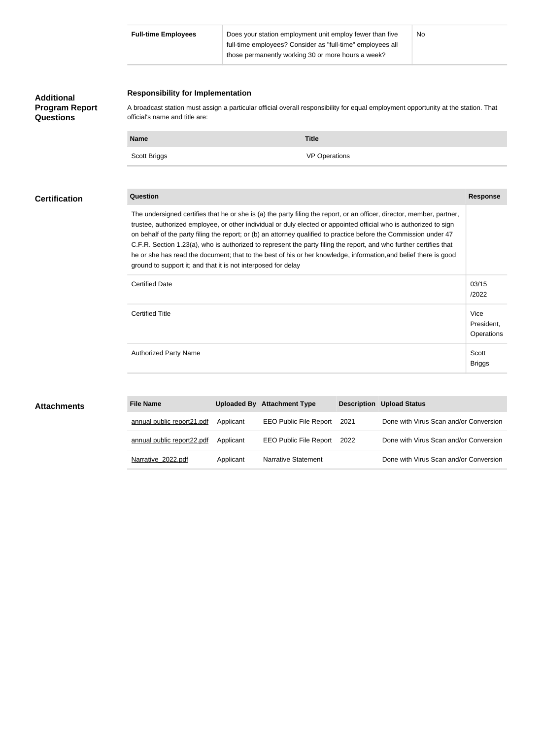| | | |
|---|---|---|
| **Full-time Employees** | Does your station employment unit employ fewer than five full-time employees? Consider as "full-time" employees all those permanently working 30 or more hours a week? | No |

## Additional Program Report Questions

### Responsibility for Implementation

A broadcast station must assign a particular official overall responsibility for equal employment opportunity at the station. That official's name and title are:

| Name | Title |
|---|---|
| Scott Briggs | VP Operations |

## Certification

| Question | Response |
|---|---|
| The undersigned certifies that he or she is (a) the party filing the report, or an officer, director, member, partner, trustee, authorized employee, or other individual or duly elected or appointed official who is authorized to sign on behalf of the party filing the report; or (b) an attorney qualified to practice before the Commission under 47 C.F.R. Section 1.23(a), who is authorized to represent the party filing the report, and who further certifies that he or she has read the document; that to the best of his or her knowledge, information,and belief there is good ground to support it; and that it is not interposed for delay | |
| Certified Date | 03/15/2022 |
| Certified Title | Vice President, Operations |
| Authorized Party Name | Scott Briggs |

## Attachments

| File Name | Uploaded By | Attachment Type | Description | Upload Status |
|---|---|---|---|---|
| annual public report21.pdf | Applicant | EEO Public File Report | 2021 | Done with Virus Scan and/or Conversion |
| annual public report22.pdf | Applicant | EEO Public File Report | 2022 | Done with Virus Scan and/or Conversion |
| Narrative_2022.pdf | Applicant | Narrative Statement | | Done with Virus Scan and/or Conversion |